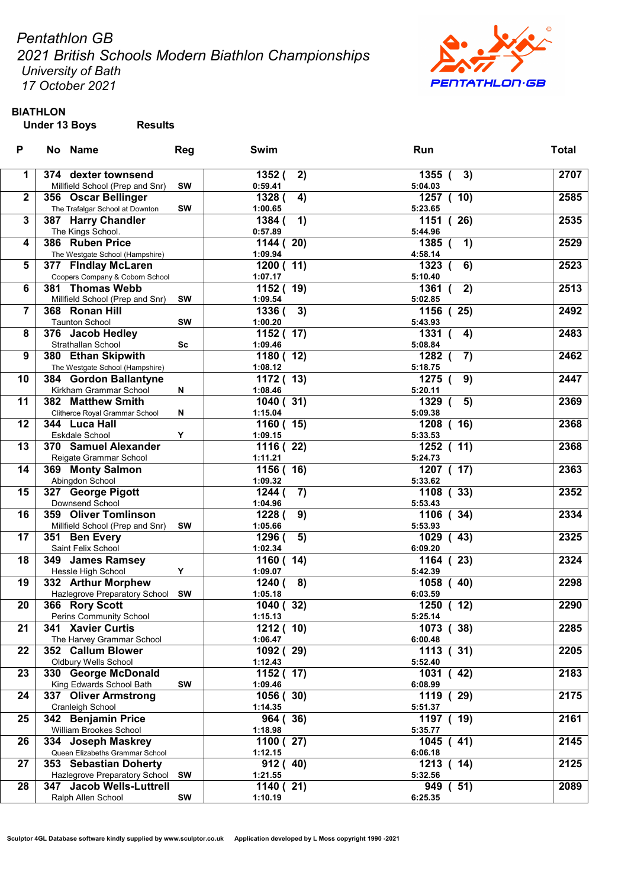*Pentathlon GB*
*2021 British Schools Modern Biathlon Championships*
*University of Bath*
*17 October 2021*

**BIATHLON**

**Under 13 Boys** **Results**

| P | No | Name | Reg | Swim | Run | Total |
|---|---|---|---|---|---|---|
| 1 | 374 | **dexter townsend**<br>Millfield School (Prep and Snr) | SW | 1352 ( 2)<br>0:59.41 | 1355 ( 3)<br>5:04.03 | 2707 |
| 2 | 356 | **Oscar Bellinger**<br>The Trafalgar School at Downton | SW | 1328 ( 4)<br>1:00.65 | 1257 ( 10)<br>5:23.65 | 2585 |
| 3 | 387 | **Harry Chandler**<br>The Kings School. | | 1384 ( 1)<br>0:57.89 | 1151 ( 26)<br>5:44.96 | 2535 |
| 4 | 386 | **Ruben Price**<br>The Westgate School (Hampshire) | | 1144 ( 20)<br>1:09.94 | 1385 ( 1)<br>4:58.14 | 2529 |
| 5 | 377 | **FIndlay McLaren**<br>Coopers Company & Coborn School | | 1200 ( 11)<br>1:07.17 | 1323 ( 6)<br>5:10.40 | 2523 |
| 6 | 381 | **Thomas Webb**<br>Millfield School (Prep and Snr) | SW | 1152 ( 19)<br>1:09.54 | 1361 ( 2)<br>5:02.85 | 2513 |
| 7 | 368 | **Ronan Hill**<br>Taunton School | SW | 1336 ( 3)<br>1:00.20 | 1156 ( 25)<br>5:43.93 | 2492 |
| 8 | 376 | **Jacob Hedley**<br>Strathallan School | Sc | 1152 ( 17)<br>1:09.46 | 1331 ( 4)<br>5:08.84 | 2483 |
| 9 | 380 | **Ethan Skipwith**<br>The Westgate School (Hampshire) | | 1180 ( 12)<br>1:08.12 | 1282 ( 7)<br>5:18.75 | 2462 |
| 10 | 384 | **Gordon Ballantyne**<br>Kirkham Grammar School | N | 1172 ( 13)<br>1:08.46 | 1275 ( 9)<br>5:20.11 | 2447 |
| 11 | 382 | **Matthew Smith**<br>Clitheroe Royal Grammar School | N | 1040 ( 31)<br>1:15.04 | 1329 ( 5)<br>5:09.38 | 2369 |
| 12 | 344 | **Luca Hall**<br>Eskdale School | Y | 1160 ( 15)<br>1:09.15 | 1208 ( 16)<br>5:33.53 | 2368 |
| 13 | 370 | **Samuel Alexander**<br>Reigate Grammar School | | 1116 ( 22)<br>1:11.21 | 1252 ( 11)<br>5:24.73 | 2368 |
| 14 | 369 | **Monty Salmon**<br>Abingdon School | | 1156 ( 16)<br>1:09.32 | 1207 ( 17)<br>5:33.62 | 2363 |
| 15 | 327 | **George Pigott**<br>Downsend School | | 1244 ( 7)<br>1:04.96 | 1108 ( 33)<br>5:53.43 | 2352 |
| 16 | 359 | **Oliver Tomlinson**<br>Millfield School (Prep and Snr) | SW | 1228 ( 9)<br>1:05.66 | 1106 ( 34)<br>5:53.93 | 2334 |
| 17 | 351 | **Ben Every**<br>Saint Felix School | | 1296 ( 5)<br>1:02.34 | 1029 ( 43)<br>6:09.20 | 2325 |
| 18 | 349 | **James Ramsey**<br>Hessle High School | Y | 1160 ( 14)<br>1:09.07 | 1164 ( 23)<br>5:42.39 | 2324 |
| 19 | 332 | **Arthur Morphew**<br>Hazlegrove Preparatory School | SW | 1240 ( 8)<br>1:05.18 | 1058 ( 40)<br>6:03.59 | 2298 |
| 20 | 366 | **Rory Scott**<br>Perins Community School | | 1040 ( 32)<br>1:15.13 | 1250 ( 12)<br>5:25.14 | 2290 |
| 21 | 341 | **Xavier Curtis**<br>The Harvey Grammar School | | 1212 ( 10)<br>1:06.47 | 1073 ( 38)<br>6:00.48 | 2285 |
| 22 | 352 | **Callum Blower**<br>Oldbury Wells School | | 1092 ( 29)<br>1:12.43 | 1113 ( 31)<br>5:52.40 | 2205 |
| 23 | 330 | **George McDonald**<br>King Edwards School Bath | SW | 1152 ( 17)<br>1:09.46 | 1031 ( 42)<br>6:08.99 | 2183 |
| 24 | 337 | **Oliver Armstrong**<br>Cranleigh School | | 1056 ( 30)<br>1:14.35 | 1119 ( 29)<br>5:51.37 | 2175 |
| 25 | 342 | **Benjamin Price**<br>William Brookes School | | 964 ( 36)<br>1:18.98 | 1197 ( 19)<br>5:35.77 | 2161 |
| 26 | 334 | **Joseph Maskrey**<br>Queen Elizabeths Grammar School | | 1100 ( 27)<br>1:12.15 | 1045 ( 41)<br>6:06.18 | 2145 |
| 27 | 353 | **Sebastian Doherty**<br>Hazlegrove Preparatory School | SW | 912 ( 40)<br>1:21.55 | 1213 ( 14)<br>5:32.56 | 2125 |
| 28 | 347 | **Jacob Wells-Luttrell**<br>Ralph Allen School | SW | 1140 ( 21)<br>1:10.19 | 949 ( 51)<br>6:25.35 | 2089 |

Sculptor 4GL Database software kindly supplied by www.sculptor.co.uk Application developed by L Moss copyright 1990 -2021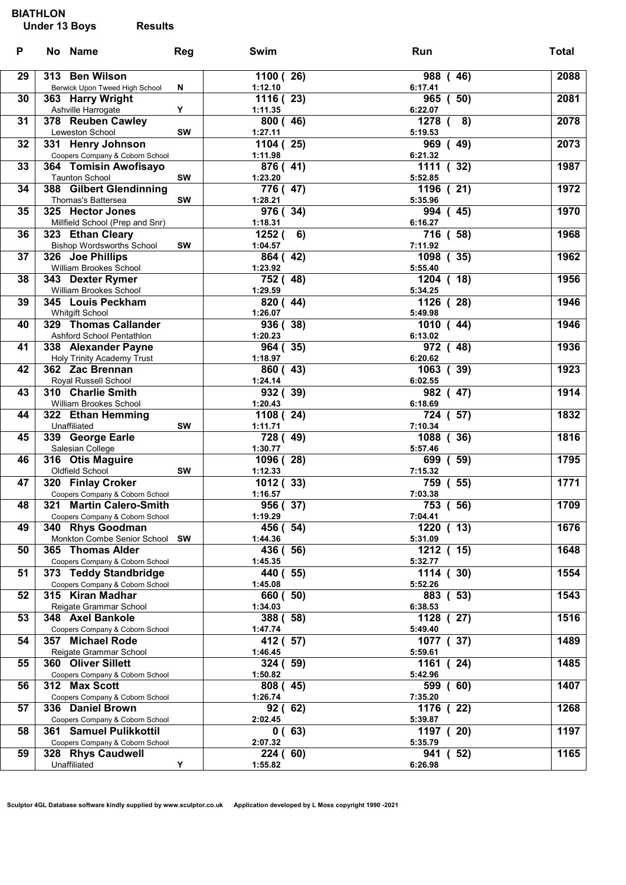# BIATHLON

**Under 13 Boys** **Results**

| P | No | Name | Reg | Swim | Run | Total |
|---|---|---|---|---|---|---|
| 29 | 313 | **Ben Wilson**<br>Berwick Upon Tweed High School | N | 1100 ( 26)<br>1:12.10 | 988 ( 46)<br>6:17.41 | 2088 |
| 30 | 363 | **Harry Wright**<br>Ashville Harrogate | Y | 1116 ( 23)<br>1:11.35 | 965 ( 50)<br>6:22.07 | 2081 |
| 31 | 378 | **Reuben Cawley**<br>Leweston School | SW | 800 ( 46)<br>1:27.11 | 1278 ( 8)<br>5:19.53 | 2078 |
| 32 | 331 | **Henry Johnson**<br>Coopers Company & Coborn School | | 1104 ( 25)<br>1:11.98 | 969 ( 49)<br>6:21.32 | 2073 |
| 33 | 364 | **Tomisin Awofisayo**<br>Taunton School | SW | 876 ( 41)<br>1:23.20 | 1111 ( 32)<br>5:52.85 | 1987 |
| 34 | 388 | **Gilbert Glendinning**<br>Thomas's Battersea | SW | 776 ( 47)<br>1:28.21 | 1196 ( 21)<br>5:35.96 | 1972 |
| 35 | 325 | **Hector Jones**<br>Millfield School (Prep and Snr) | | 976 ( 34)<br>1:18.31 | 994 ( 45)<br>6:16.27 | 1970 |
| 36 | 323 | **Ethan Cleary**<br>Bishop Wordsworths School | SW | 1252 ( 6)<br>1:04.57 | 716 ( 58)<br>7:11.92 | 1968 |
| 37 | 326 | **Joe Phillips**<br>William Brookes School | | 864 ( 42)<br>1:23.92 | 1098 ( 35)<br>5:55.40 | 1962 |
| 38 | 343 | **Dexter Rymer**<br>William Brookes School | | 752 ( 48)<br>1:29.59 | 1204 ( 18)<br>5:34.25 | 1956 |
| 39 | 345 | **Louis Peckham**<br>Whitgift School | | 820 ( 44)<br>1:26.07 | 1126 ( 28)<br>5:49.98 | 1946 |
| 40 | 329 | **Thomas Callander**<br>Ashford School Pentathlon | | 936 ( 38)<br>1:20.23 | 1010 ( 44)<br>6:13.02 | 1946 |
| 41 | 338 | **Alexander Payne**<br>Holy Trinity Academy Trust | | 964 ( 35)<br>1:18.97 | 972 ( 48)<br>6:20.62 | 1936 |
| 42 | 362 | **Zac Brennan**<br>Royal Russell School | | 860 ( 43)<br>1:24.14 | 1063 ( 39)<br>6:02.55 | 1923 |
| 43 | 310 | **Charlie Smith**<br>William Brookes School | | 932 ( 39)<br>1:20.43 | 982 ( 47)<br>6:18.69 | 1914 |
| 44 | 322 | **Ethan Hemming**<br>Unaffiliated | SW | 1108 ( 24)<br>1:11.71 | 724 ( 57)<br>7:10.34 | 1832 |
| 45 | 339 | **George Earle**<br>Salesian College | | 728 ( 49)<br>1:30.77 | 1088 ( 36)<br>5:57.46 | 1816 |
| 46 | 316 | **Otis Maguire**<br>Oldfield School | SW | 1096 ( 28)<br>1:12.33 | 699 ( 59)<br>7:15.32 | 1795 |
| 47 | 320 | **Finlay Croker**<br>Coopers Company & Coborn School | | 1012 ( 33)<br>1:16.57 | 759 ( 55)<br>7:03.38 | 1771 |
| 48 | 321 | **Martin Calero-Smith**<br>Coopers Company & Coborn School | | 956 ( 37)<br>1:19.29 | 753 ( 56)<br>7:04.41 | 1709 |
| 49 | 340 | **Rhys Goodman**<br>Monkton Combe Senior School | SW | 456 ( 54)<br>1:44.36 | 1220 ( 13)<br>5:31.09 | 1676 |
| 50 | 365 | **Thomas Alder**<br>Coopers Company & Coborn School | | 436 ( 56)<br>1:45.35 | 1212 ( 15)<br>5:32.77 | 1648 |
| 51 | 373 | **Teddy Standbridge**<br>Coopers Company & Coborn School | | 440 ( 55)<br>1:45.08 | 1114 ( 30)<br>5:52.26 | 1554 |
| 52 | 315 | **Kiran Madhar**<br>Reigate Grammar School | | 660 ( 50)<br>1:34.03 | 883 ( 53)<br>6:38.53 | 1543 |
| 53 | 348 | **Axel Bankole**<br>Coopers Company & Coborn School | | 388 ( 58)<br>1:47.74 | 1128 ( 27)<br>5:49.40 | 1516 |
| 54 | 357 | **Michael Rode**<br>Reigate Grammar School | | 412 ( 57)<br>1:46.45 | 1077 ( 37)<br>5:59.61 | 1489 |
| 55 | 360 | **Oliver Sillett**<br>Coopers Company & Coborn School | | 324 ( 59)<br>1:50.82 | 1161 ( 24)<br>5:42.96 | 1485 |
| 56 | 312 | **Max Scott**<br>Coopers Company & Coborn School | | 808 ( 45)<br>1:26.74 | 599 ( 60)<br>7:35.20 | 1407 |
| 57 | 336 | **Daniel Brown**<br>Coopers Company & Coborn School | | 92 ( 62)<br>2:02.45 | 1176 ( 22)<br>5:39.87 | 1268 |
| 58 | 361 | **Samuel Pulikkottil**<br>Coopers Company & Coborn School | | 0 ( 63)<br>2:07.32 | 1197 ( 20)<br>5:35.79 | 1197 |
| 59 | 328 | **Rhys Caudwell**<br>Unaffiliated | Y | 224 ( 60)<br>1:55.82 | 941 ( 52)<br>6:26.98 | 1165 |

Sculptor 4GL Database software kindly supplied by www.sculptor.co.uk Application developed by L Moss copyright 1990 -2021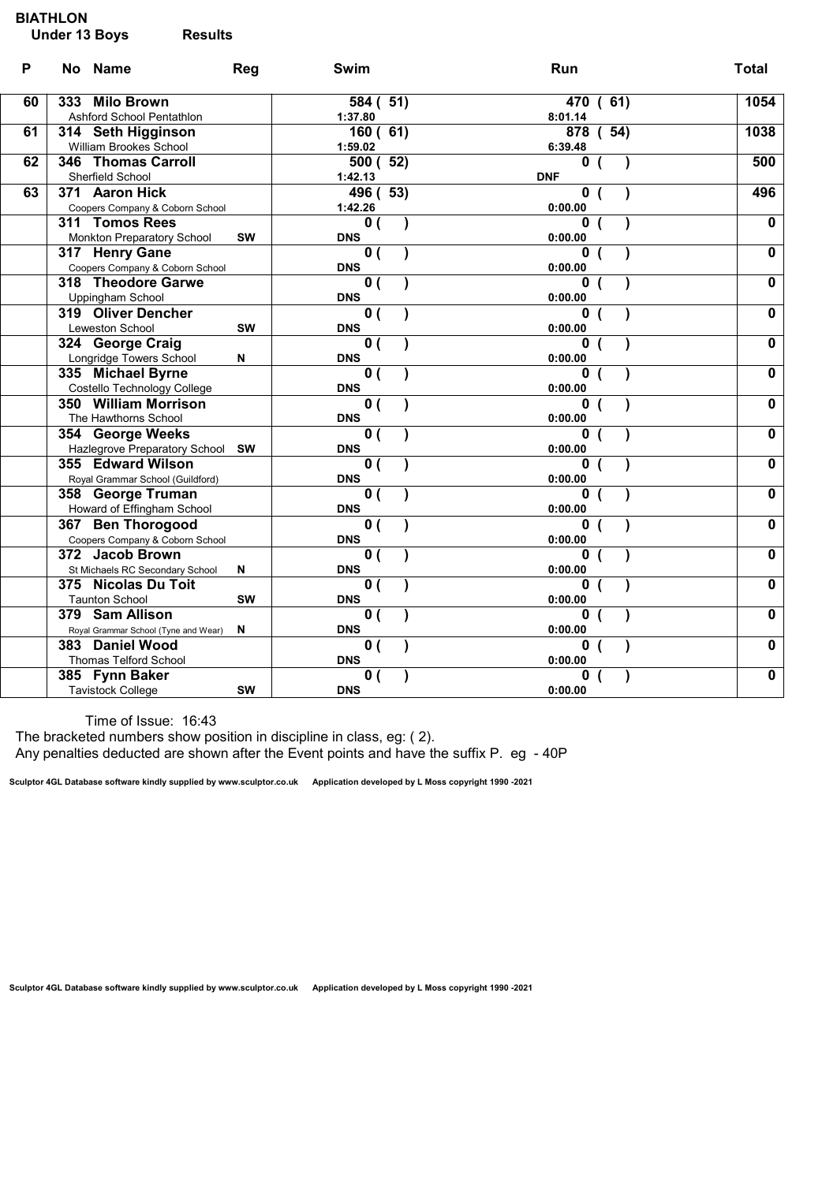**BIATHLON**

**Under 13 Boys** **Results**

| P | No Name | Reg | Swim | Run | Total |
|---|---|---|---|---|---|
| 60 | **333 Milo Brown**<br>Ashford School Pentathlon | | 584 ( 51)<br>1:37.80 | 470 ( 61)<br>8:01.14 | 1054 |
| 61 | **314 Seth Higginson**<br>William Brookes School | | 160 ( 61)<br>1:59.02 | 878 ( 54)<br>6:39.48 | 1038 |
| 62 | **346 Thomas Carroll**<br>Sherfield School | | 500 ( 52)<br>1:42.13 | 0 ( )<br>DNF | 500 |
| 63 | **371 Aaron Hick**<br>Coopers Company & Coborn School | | 496 ( 53)<br>1:42.26 | 0 ( )<br>0:00.00 | 496 |
| | **311 Tomos Rees**<br>Monkton Preparatory School | SW | 0 ( )<br>DNS | 0 ( )<br>0:00.00 | 0 |
| | **317 Henry Gane**<br>Coopers Company & Coborn School | | 0 ( )<br>DNS | 0 ( )<br>0:00.00 | 0 |
| | **318 Theodore Garwe**<br>Uppingham School | | 0 ( )<br>DNS | 0 ( )<br>0:00.00 | 0 |
| | **319 Oliver Dencher**<br>Leweston School | SW | 0 ( )<br>DNS | 0 ( )<br>0:00.00 | 0 |
| | **324 George Craig**<br>Longridge Towers School | N | 0 ( )<br>DNS | 0 ( )<br>0:00.00 | 0 |
| | **335 Michael Byrne**<br>Costello Technology College | | 0 ( )<br>DNS | 0 ( )<br>0:00.00 | 0 |
| | **350 William Morrison**<br>The Hawthorns School | | 0 ( )<br>DNS | 0 ( )<br>0:00.00 | 0 |
| | **354 George Weeks**<br>Hazlegrove Preparatory School | SW | 0 ( )<br>DNS | 0 ( )<br>0:00.00 | 0 |
| | **355 Edward Wilson**<br>Royal Grammar School (Guildford) | | 0 ( )<br>DNS | 0 ( )<br>0:00.00 | 0 |
| | **358 George Truman**<br>Howard of Effingham School | | 0 ( )<br>DNS | 0 ( )<br>0:00.00 | 0 |
| | **367 Ben Thorogood**<br>Coopers Company & Coborn School | | 0 ( )<br>DNS | 0 ( )<br>0:00.00 | 0 |
| | **372 Jacob Brown**<br>St Michaels RC Secondary School | N | 0 ( )<br>DNS | 0 ( )<br>0:00.00 | 0 |
| | **375 Nicolas Du Toit**<br>Taunton School | SW | 0 ( )<br>DNS | 0 ( )<br>0:00.00 | 0 |
| | **379 Sam Allison**<br>Royal Grammar School (Tyne and Wear) | N | 0 ( )<br>DNS | 0 ( )<br>0:00.00 | 0 |
| | **383 Daniel Wood**<br>Thomas Telford School | | 0 ( )<br>DNS | 0 ( )<br>0:00.00 | 0 |
| | **385 Fynn Baker**<br>Tavistock College | SW | 0 ( )<br>DNS | 0 ( )<br>0:00.00 | 0 |

Time of Issue: 16:43

The bracketed numbers show position in discipline in class, eg: ( 2).

Any penalties deducted are shown after the Event points and have the suffix P. eg - 40P

Sculptor 4GL Database software kindly supplied by www.sculptor.co.uk Application developed by L Moss copyright 1990 -2021